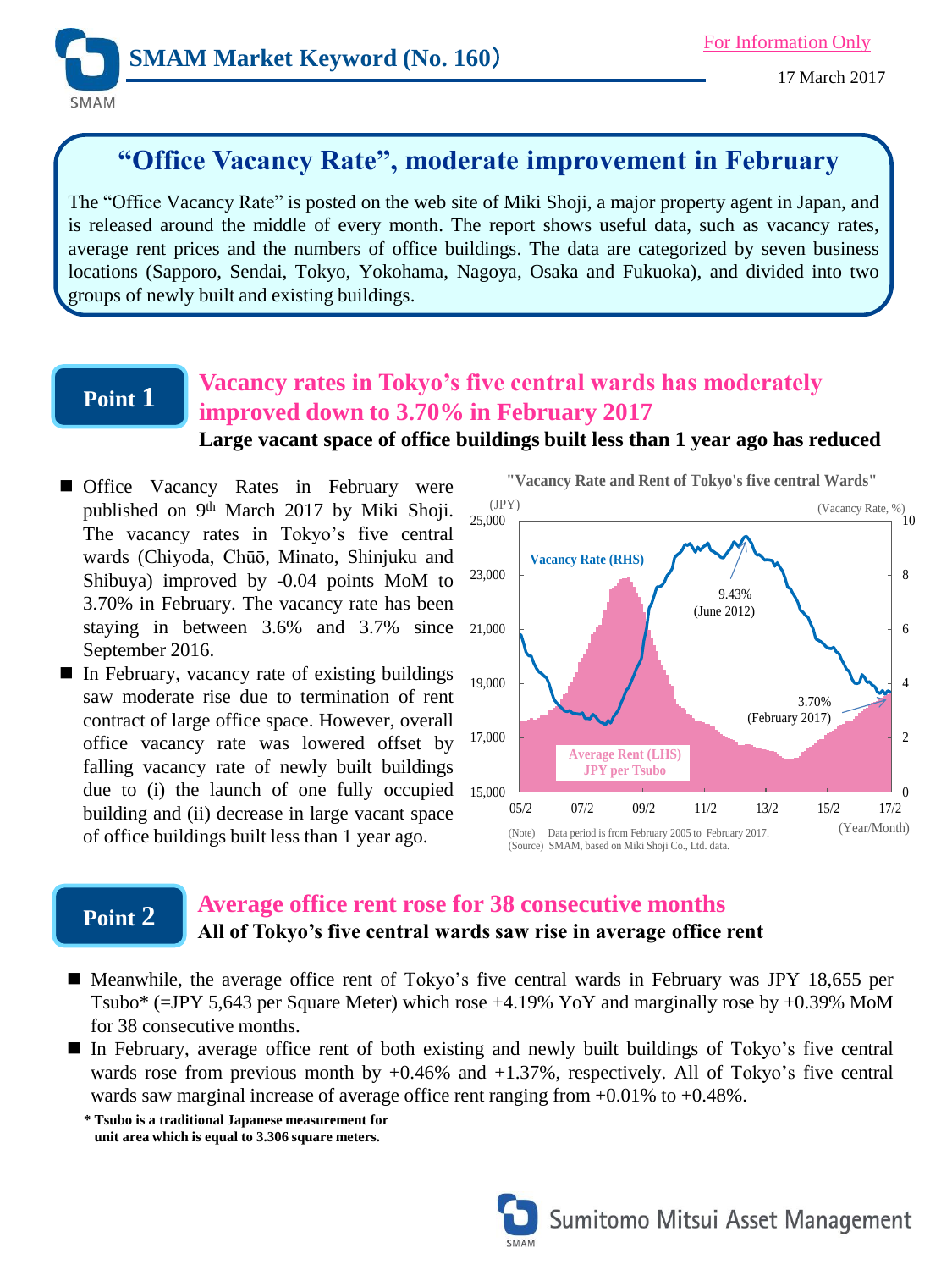# SMAM Market Keyword (No. 160)

For Information Only

17 March 2017

## "Office Vacancy Rate", moderate improvement in February

The "Office Vacancy Rate" is posted on the web site of Miki Shoji, a major property agent in Japan, and is released around the middle of every month. The report shows useful data, such as vacancy rates, average rent prices and the numbers of office buildings. The data are categorized by seven business locations (Sapporo, Sendai, Tokyo, Yokohama, Nagoya, Osaka and Fukuoka), and divided into two groups of newly built and existing buildings.

## Point 1

### Vacancy rates in Tokyo's five central wards has moderately improved down to 3.70% in February 2017

**Large vacant space of office buildings built less than 1 year ago has reduced**

- Office Vacancy Rates in February were published on 9th March 2017 by Miki Shoji. The vacancy rates in Tokyo's five central wards (Chiyoda, Chūō, Minato, Shinjuku and Shibuya) improved by -0.04 points MoM to 3.70% in February. The vacancy rate has been staying in between 3.6% and 3.7% since September 2016.
- In February, vacancy rate of existing buildings saw moderate rise due to termination of rent contract of large office space. However, overall office vacancy rate was lowered offset by falling vacancy rate of newly built buildings due to (i) the launch of one fully occupied building and (ii) decrease in large vacant space of office buildings built less than 1 year ago.

"Vacancy Rate and Rent of Tokyo's five central Wards"

(Note) Data period is from February 2005 to February 2017.
(Source) SMAM, based on Miki Shoji Co., Ltd. data.

## Point 2

### Average office rent rose for 38 consecutive months

**All of Tokyo's five central wards saw rise in average office rent**

- Meanwhile, the average office rent of Tokyo's five central wards in February was JPY 18,655 per Tsubo* (=JPY 5,643 per Square Meter) which rose +4.19% YoY and marginally rose by +0.39% MoM for 38 consecutive months.
- In February, average office rent of both existing and newly built buildings of Tokyo's five central wards rose from previous month by +0.46% and +1.37%, respectively. All of Tokyo's five central wards saw marginal increase of average office rent ranging from +0.01% to +0.48%.

**\* Tsubo is a traditional Japanese measurement for unit area which is equal to 3.306 square meters.**

Sumitomo Mitsui Asset Management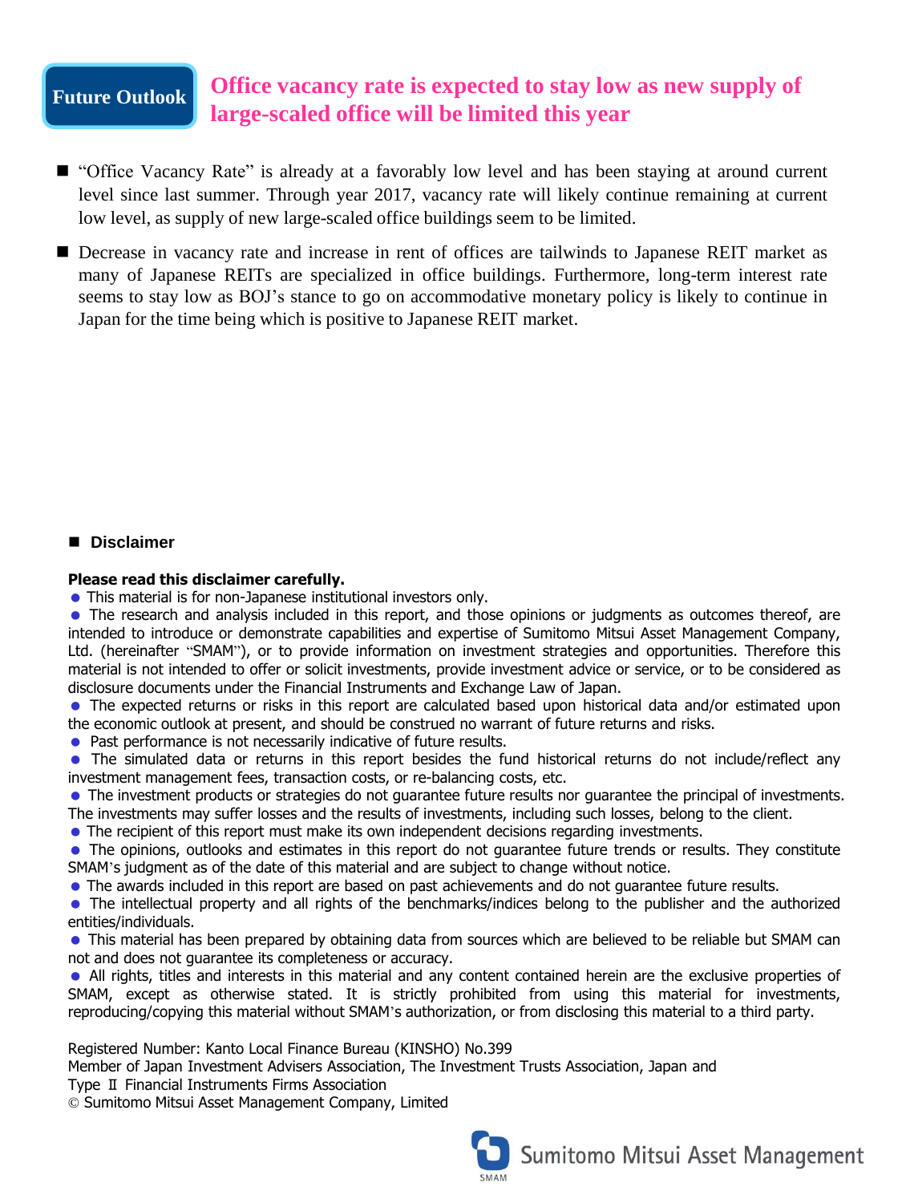## Future Outlook

## Office vacancy rate is expected to stay low as new supply of large-scaled office will be limited this year

- "Office Vacancy Rate" is already at a favorably low level and has been staying at around current level since last summer. Through year 2017, vacancy rate will likely continue remaining at current low level, as supply of new large-scaled office buildings seem to be limited.
- Decrease in vacancy rate and increase in rent of offices are tailwinds to Japanese REIT market as many of Japanese REITs are specialized in office buildings. Furthermore, long-term interest rate seems to stay low as BOJ's stance to go on accommodative monetary policy is likely to continue in Japan for the time being which is positive to Japanese REIT market.

### Disclaimer

**Please read this disclaimer carefully.**

- This material is for non-Japanese institutional investors only.
- The research and analysis included in this report, and those opinions or judgments as outcomes thereof, are intended to introduce or demonstrate capabilities and expertise of Sumitomo Mitsui Asset Management Company, Ltd. (hereinafter "SMAM"), or to provide information on investment strategies and opportunities. Therefore this material is not intended to offer or solicit investments, provide investment advice or service, or to be considered as disclosure documents under the Financial Instruments and Exchange Law of Japan.
- The expected returns or risks in this report are calculated based upon historical data and/or estimated upon the economic outlook at present, and should be construed no warrant of future returns and risks.
- Past performance is not necessarily indicative of future results.
- The simulated data or returns in this report besides the fund historical returns do not include/reflect any investment management fees, transaction costs, or re-balancing costs, etc.
- The investment products or strategies do not guarantee future results nor guarantee the principal of investments. The investments may suffer losses and the results of investments, including such losses, belong to the client.
- The recipient of this report must make its own independent decisions regarding investments.
- The opinions, outlooks and estimates in this report do not guarantee future trends or results. They constitute SMAM's judgment as of the date of this material and are subject to change without notice.
- The awards included in this report are based on past achievements and do not guarantee future results.
- The intellectual property and all rights of the benchmarks/indices belong to the publisher and the authorized entities/individuals.
- This material has been prepared by obtaining data from sources which are believed to be reliable but SMAM can not and does not guarantee its completeness or accuracy.
- All rights, titles and interests in this material and any content contained herein are the exclusive properties of SMAM, except as otherwise stated. It is strictly prohibited from using this material for investments, reproducing/copying this material without SMAM's authorization, or from disclosing this material to a third party.

Registered Number: Kanto Local Finance Bureau (KINSHO) No.399
Member of Japan Investment Advisers Association, The Investment Trusts Association, Japan and
Type Ⅱ Financial Instruments Firms Association
© Sumitomo Mitsui Asset Management Company, Limited

Sumitomo Mitsui Asset Management